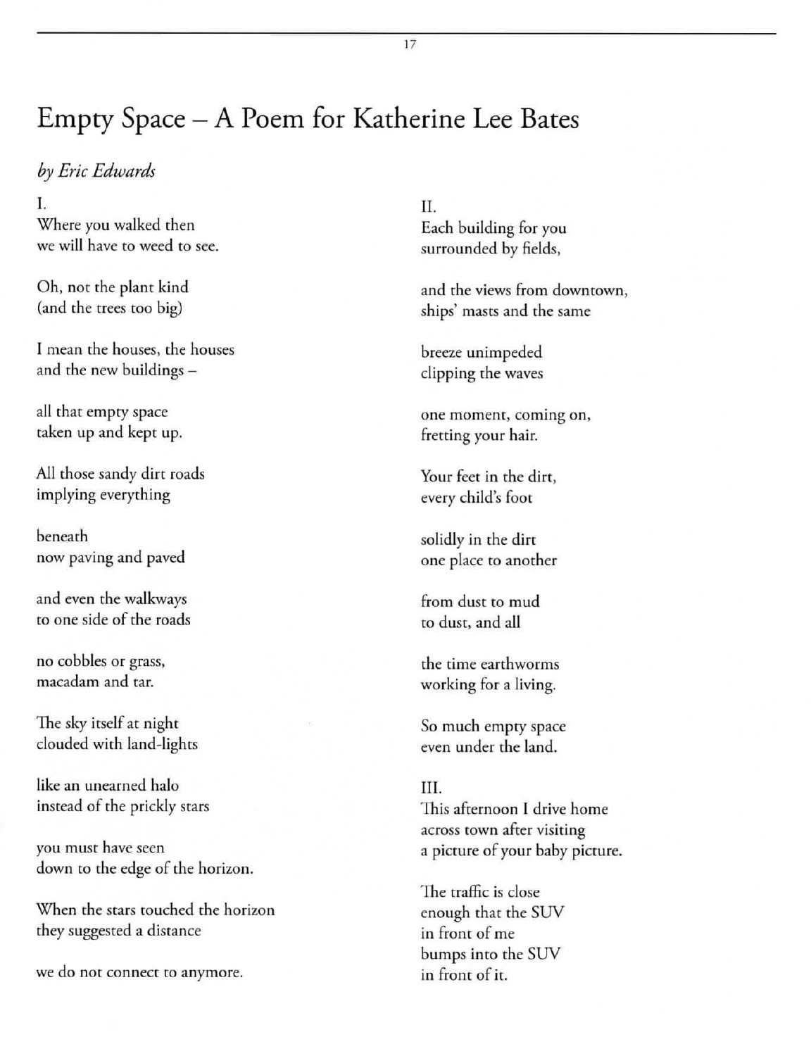# Empty Space – A Poem for Katherine Lee Bates

*by Eric Edwards*

I.
Where you walked then
we will have to weed to see.

Oh, not the plant kind
(and the trees too big)

I mean the houses, the houses
and the new buildings –

all that empty space
taken up and kept up.

All those sandy dirt roads
implying everything

beneath
now paving and paved

and even the walkways
to one side of the roads

no cobbles or grass,
macadam and tar.

The sky itself at night
clouded with land-lights

like an unearned halo
instead of the prickly stars

you must have seen
down to the edge of the horizon.

When the stars touched the horizon
they suggested a distance

we do not connect to anymore.

II.
Each building for you
surrounded by fields,

and the views from downtown,
ships' masts and the same

breeze unimpeded
clipping the waves

one moment, coming on,
fretting your hair.

Your feet in the dirt,
every child's foot

solidly in the dirt
one place to another

from dust to mud
to dust, and all

the time earthworms
working for a living.

So much empty space
even under the land.

III.
This afternoon I drive home
across town after visiting
a picture of your baby picture.

The traffic is close
enough that the SUV
in front of me
bumps into the SUV
in front of it.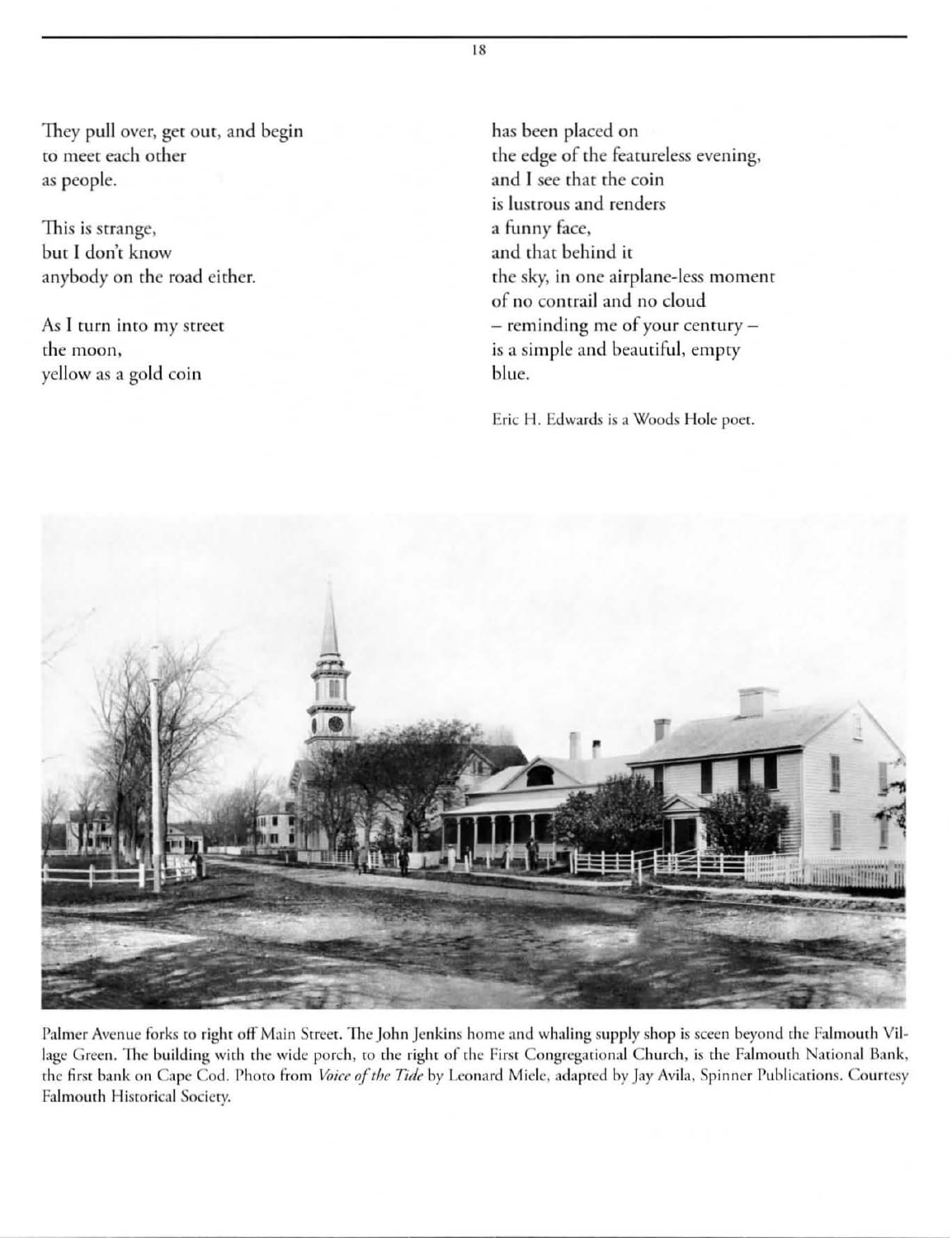They pull over, get out, and begin
to meet each other
as people.

This is strange,
but I don't know
anybody on the road either.

As I turn into my street
the moon,
yellow as a gold coin
has been placed on
the edge of the featureless evening,
and I see that the coin
is lustrous and renders
a funny face,
and that behind it
the sky, in one airplane-less moment
of no contrail and no cloud
– reminding me of your century –
is a simple and beautiful, empty
blue.

Eric H. Edwards is a Woods Hole poet.

Palmer Avenue forks to right off Main Street. The John Jenkins home and whaling supply shop is sceen beyond the Falmouth Village Green. The building with the wide porch, to the right of the First Congregational Church, is the Falmouth National Bank, the first bank on Cape Cod. Photo from *Voice of the Tide* by Leonard Miele, adapted by Jay Avila, Spinner Publications. Courtesy Falmouth Historical Society.